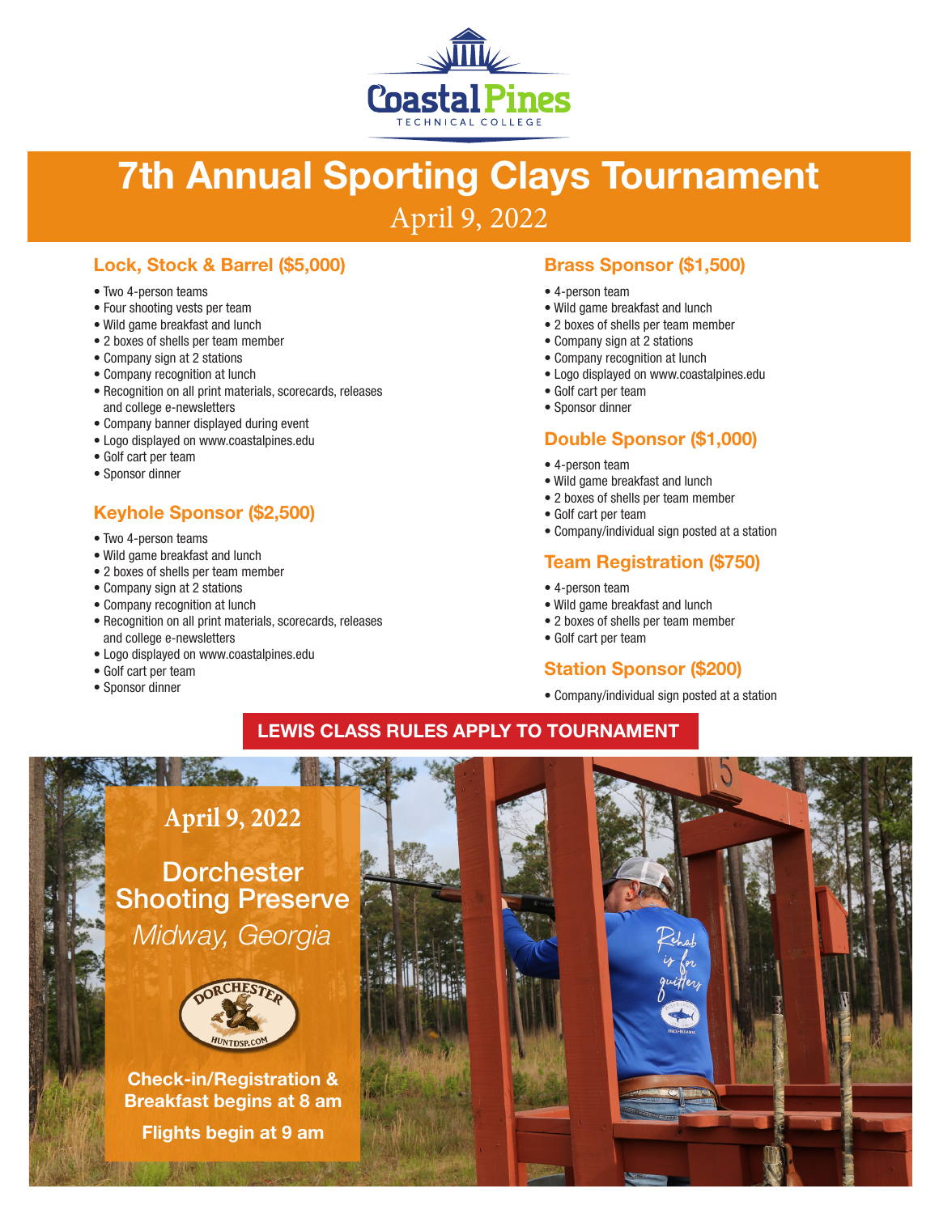Coastal Pines
TECHNICAL COLLEGE

# 7th Annual Sporting Clays Tournament

April 9, 2022

## Lock, Stock & Barrel ($5,000)

- Two 4-person teams
- Four shooting vests per team
- Wild game breakfast and lunch
- 2 boxes of shells per team member
- Company sign at 2 stations
- Company recognition at lunch
- Recognition on all print materials, scorecards, releases and college e-newsletters
- Company banner displayed during event
- Logo displayed on www.coastalpines.edu
- Golf cart per team
- Sponsor dinner

## Keyhole Sponsor ($2,500)

- Two 4-person teams
- Wild game breakfast and lunch
- 2 boxes of shells per team member
- Company sign at 2 stations
- Company recognition at lunch
- Recognition on all print materials, scorecards, releases and college e-newsletters
- Logo displayed on www.coastalpines.edu
- Golf cart per team
- Sponsor dinner

## Brass Sponsor ($1,500)

- 4-person team
- Wild game breakfast and lunch
- 2 boxes of shells per team member
- Company sign at 2 stations
- Company recognition at lunch
- Logo displayed on www.coastalpines.edu
- Golf cart per team
- Sponsor dinner

## Double Sponsor ($1,000)

- 4-person team
- Wild game breakfast and lunch
- 2 boxes of shells per team member
- Golf cart per team
- Company/individual sign posted at a station

## Team Registration ($750)

- 4-person team
- Wild game breakfast and lunch
- 2 boxes of shells per team member
- Golf cart per team

## Station Sponsor ($200)

- Company/individual sign posted at a station

**LEWIS CLASS RULES APPLY TO TOURNAMENT**

**April 9, 2022**

**Dorchester Shooting Preserve**

*Midway, Georgia*

**Check-in/Registration & Breakfast begins at 8 am**

**Flights begin at 9 am**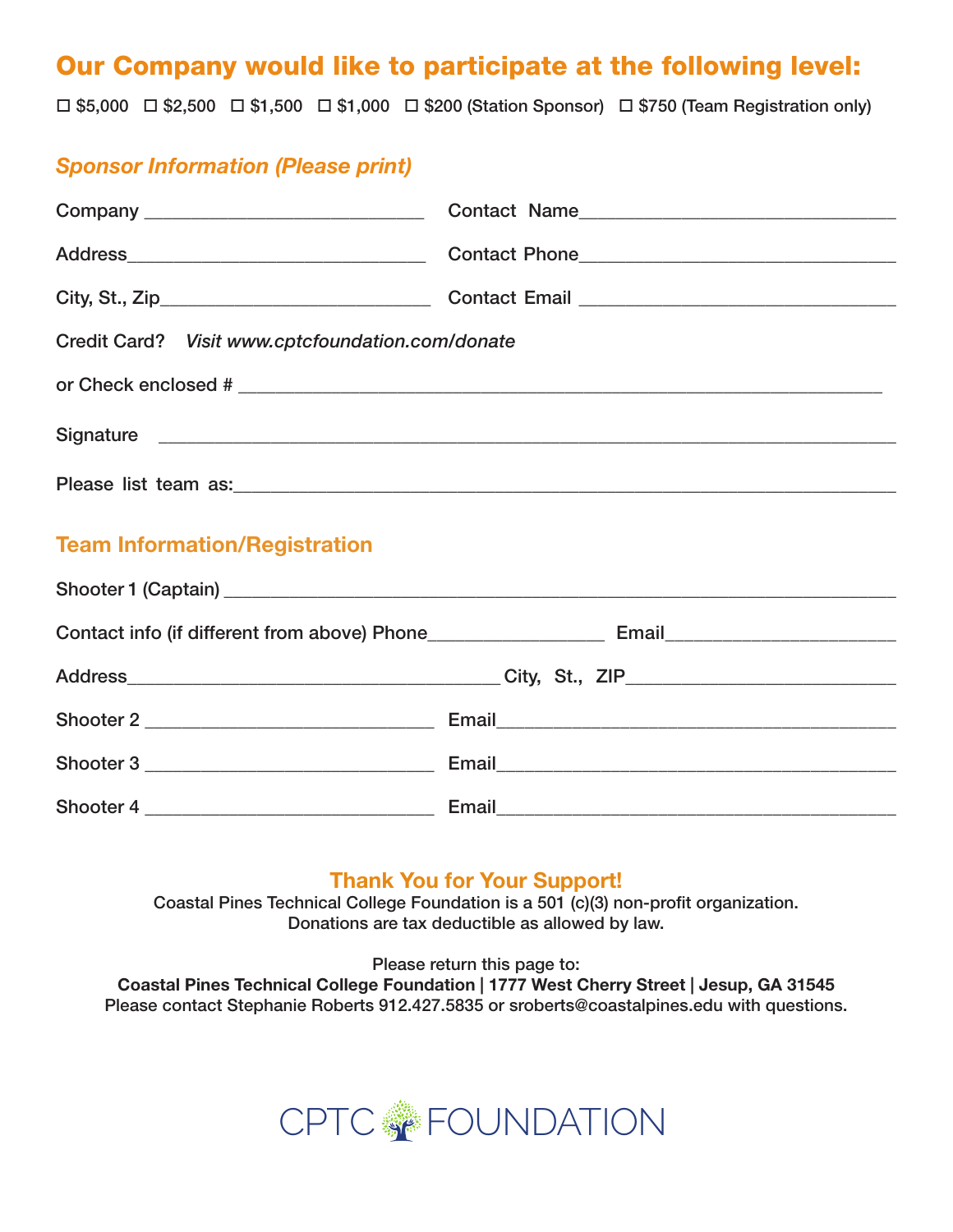# Our Company would like to participate at the following level:

☐ $5,000 ☐ $2,500 ☐ $1,500 ☐ $1,000 ☐ $200 (Station Sponsor) ☐ $750 (Team Registration only)

## *Sponsor Information (Please print)*

Company ____________________________ Contact Name________________________________

Address_____________________________ Contact Phone________________________________

City, St., Zip__________________________ Contact Email ________________________________

Credit Card? *Visit www.cptcfoundation.com/donate*

or Check enclosed # _________________________________________________________________

Signature ____________________________________________________________________

Please list team as:___________________________________________________________________

## Team Information/Registration

Shooter 1 (Captain) ___________________________________________________________________

Contact info (if different from above) Phone_________________ Email_______________________

Address______________________________________City, St., ZIP__________________________

Shooter 2 _____________________________ Email________________________________________

Shooter 3 _____________________________ Email________________________________________

Shooter 4 _____________________________ Email________________________________________

### Thank You for Your Support!

Coastal Pines Technical College Foundation is a 501 (c)(3) non-profit organization.
Donations are tax deductible as allowed by law.

Please return this page to:
**Coastal Pines Technical College Foundation | 1777 West Cherry Street | Jesup, GA 31545**
Please contact Stephanie Roberts 912.427.5835 or sroberts@coastalpines.edu with questions.

CPTC FOUNDATION